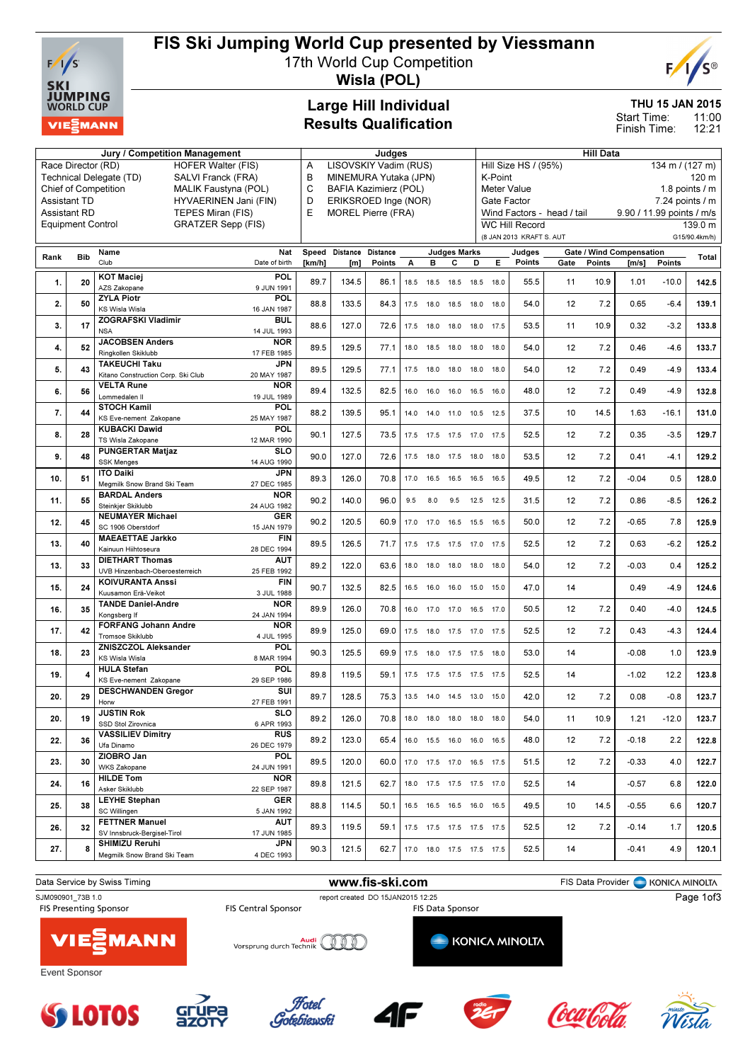# FIS Ski Jumping World Cup presented by Viessmann

## 17th World Cup Competition

## Wisla (POL)

### Large Hill Individual
### Results Qualification

THU 15 JAN 2015
Start Time: 11:00
Finish Time: 12:21

| Jury / Competition Management | | Judges | | Hill Data | |
|---|---|---|---|---|---|
| Race Director (RD) | HOFER Walter (FIS) | A | LISOVSKIY Vadim (RUS) | Hill Size HS / (95%) | 134 m / (127 m) |
| Technical Delegate (TD) | SALVI Franck (FRA) | B | MINEMURA Yutaka (JPN) | K-Point | 120 m |
| Chief of Competition | MALIK Faustyna (POL) | C | BAFIA Kazimierz (POL) | Meter Value | 1.8 points / m |
| Assistant TD | HYVAERINEN Jani (FIN) | D | ERIKSROED Inge (NOR) | Gate Factor | 7.24 points / m |
| Assistant RD | TEPES Miran (FIS) | E | MOREL Pierre (FRA) | Wind Factors - head / tail | 9.90 / 11.99 points / m/s |
| Equipment Control | GRATZER Sepp (FIS) | | | WC Hill Record | 139.0 m |
| | | | | (8 JAN 2013 KRAFT S. AUT | G15/90.4km/h) |

| Rank | Bib | Name / Club | Nat / Date of birth | Speed [km/h] | Distance [m] | Distance Points | A | B | C | D | E | Judges Points | Gate | Gate Points | Wind [m/s] | Wind Points | Total |
|---|---|---|---|---|---|---|---|---|---|---|---|---|---|---|---|---|---|
| 1. | 20 | KOT Maciej / AZS Zakopane | POL / 9 JUN 1991 | 89.7 | 134.5 | 86.1 | 18.5 | 18.5 | 18.5 | 18.5 | 18.0 | 55.5 | 11 | 10.9 | 1.01 | -10.0 | 142.5 |
| 2. | 50 | ZYLA Piotr / KS Wisla Wisla | POL / 16 JAN 1987 | 88.8 | 133.5 | 84.3 | 17.5 | 18.0 | 18.5 | 18.0 | 18.0 | 54.0 | 12 | 7.2 | 0.65 | -6.4 | 139.1 |
| 3. | 17 | ZOGRAFSKI Vladimir / NSA | BUL / 14 JUL 1993 | 88.6 | 127.0 | 72.6 | 17.5 | 18.0 | 18.0 | 18.0 | 17.5 | 53.5 | 11 | 10.9 | 0.32 | -3.2 | 133.8 |
| 4. | 52 | JACOBSEN Anders / Ringkollen Skiklubb | NOR / 17 FEB 1985 | 89.5 | 129.5 | 77.1 | 18.0 | 18.5 | 18.0 | 18.0 | 18.0 | 54.0 | 12 | 7.2 | 0.46 | -4.6 | 133.7 |
| 5. | 43 | TAKEUCHI Taku / Kitano Construction Corp. Ski Club | JPN / 20 MAY 1987 | 89.5 | 129.5 | 77.1 | 17.5 | 18.0 | 18.0 | 18.0 | 18.0 | 54.0 | 12 | 7.2 | 0.49 | -4.9 | 133.4 |
| 6. | 56 | VELTA Rune / Lommedalen Il | NOR / 19 JUL 1989 | 89.4 | 132.5 | 82.5 | 16.0 | 16.0 | 16.0 | 16.5 | 16.0 | 48.0 | 12 | 7.2 | 0.49 | -4.9 | 132.8 |
| 7. | 44 | STOCH Kamil / KS Eve-nement Zakopane | POL / 25 MAY 1987 | 88.2 | 139.5 | 95.1 | 14.0 | 14.0 | 11.0 | 10.5 | 12.5 | 37.5 | 10 | 14.5 | 1.63 | -16.1 | 131.0 |
| 8. | 28 | KUBACKI Dawid / TS Wisla Zakopane | POL / 12 MAR 1990 | 90.1 | 127.5 | 73.5 | 17.5 | 17.5 | 17.5 | 17.0 | 17.5 | 52.5 | 12 | 7.2 | 0.35 | -3.5 | 129.7 |
| 9. | 48 | PUNGERTAR Matjaz / SSK Menges | SLO / 14 AUG 1990 | 90.0 | 127.0 | 72.6 | 17.5 | 18.0 | 17.5 | 18.0 | 18.0 | 53.5 | 12 | 7.2 | 0.41 | -4.1 | 129.2 |
| 10. | 51 | ITO Daiki / Megmilk Snow Brand Ski Team | JPN / 27 DEC 1985 | 89.3 | 126.0 | 70.8 | 17.0 | 16.5 | 16.5 | 16.5 | 16.5 | 49.5 | 12 | 7.2 | -0.04 | 0.5 | 128.0 |
| 11. | 55 | BARDAL Anders / Steinkjer Skiklubb | NOR / 24 AUG 1982 | 90.2 | 140.0 | 96.0 | 9.5 | 8.0 | 9.5 | 12.5 | 12.5 | 31.5 | 12 | 7.2 | 0.86 | -8.5 | 126.2 |
| 12. | 45 | NEUMAYER Michael / SC 1906 Oberstdorf | GER / 15 JAN 1979 | 90.2 | 120.5 | 60.9 | 17.0 | 17.0 | 16.5 | 15.5 | 16.5 | 50.0 | 12 | 7.2 | -0.65 | 7.8 | 125.9 |
| 13. | 40 | MAEAETTAE Jarkko / Kainuun Hiihtoseura | FIN / 28 DEC 1994 | 89.5 | 126.5 | 71.7 | 17.5 | 17.5 | 17.5 | 17.0 | 17.5 | 52.5 | 12 | 7.2 | 0.63 | -6.2 | 125.2 |
| 13. | 33 | DIETHART Thomas / UVB Hinzenbach-Oberoesterreich | AUT / 25 FEB 1992 | 89.2 | 122.0 | 63.6 | 18.0 | 18.0 | 18.0 | 18.0 | 18.0 | 54.0 | 12 | 7.2 | -0.03 | 0.4 | 125.2 |
| 15. | 24 | KOIVURANTA Anssi / Kuusamon Erä-Veikot | FIN / 3 JUL 1988 | 90.7 | 132.5 | 82.5 | 16.5 | 16.0 | 16.0 | 15.0 | 15.0 | 47.0 | 14 | | 0.49 | -4.9 | 124.6 |
| 16. | 35 | TANDE Daniel-Andre / Kongsberg If | NOR / 24 JAN 1994 | 89.9 | 126.0 | 70.8 | 16.0 | 17.0 | 17.0 | 16.5 | 17.0 | 50.5 | 12 | 7.2 | 0.40 | -4.0 | 124.5 |
| 17. | 42 | FORFANG Johann Andre / Tromsoe Skiklubb | NOR / 4 JUL 1995 | 89.9 | 125.0 | 69.0 | 17.5 | 18.0 | 17.5 | 17.0 | 17.5 | 52.5 | 12 | 7.2 | 0.43 | -4.3 | 124.4 |
| 18. | 23 | ZNISZCZOL Aleksander / KS Wisla Wisla | POL / 8 MAR 1994 | 90.3 | 125.5 | 69.9 | 17.5 | 18.0 | 17.5 | 17.5 | 18.0 | 53.0 | 14 | | -0.08 | 1.0 | 123.9 |
| 19. | 4 | HULA Stefan / KS Eve-nement Zakopane | POL / 29 SEP 1986 | 89.8 | 119.5 | 59.1 | 17.5 | 17.5 | 17.5 | 17.5 | 17.5 | 52.5 | 14 | | -1.02 | 12.2 | 123.8 |
| 20. | 29 | DESCHWANDEN Gregor / Horw | SUI / 27 FEB 1991 | 89.7 | 128.5 | 75.3 | 13.5 | 14.0 | 14.5 | 13.0 | 15.0 | 42.0 | 12 | 7.2 | 0.08 | -0.8 | 123.7 |
| 20. | 19 | JUSTIN Rok / SSD Stol Zirovnica | SLO / 6 APR 1993 | 89.2 | 126.0 | 70.8 | 18.0 | 18.0 | 18.0 | 18.0 | 18.0 | 54.0 | 11 | 10.9 | 1.21 | -12.0 | 123.7 |
| 22. | 36 | VASSILIEV Dimitry / Ufa Dinamo | RUS / 26 DEC 1979 | 89.2 | 123.0 | 65.4 | 16.0 | 15.5 | 16.0 | 16.0 | 16.5 | 48.0 | 12 | 7.2 | -0.18 | 2.2 | 122.8 |
| 23. | 30 | ZIOBRO Jan / WKS Zakopane | POL / 24 JUN 1991 | 89.5 | 120.0 | 60.0 | 17.0 | 17.5 | 17.0 | 16.5 | 17.5 | 51.5 | 12 | 7.2 | -0.33 | 4.0 | 122.7 |
| 24. | 16 | HILDE Tom / Asker Skiklubb | NOR / 22 SEP 1987 | 89.8 | 121.5 | 62.7 | 18.0 | 17.5 | 17.5 | 17.5 | 17.0 | 52.5 | 14 | | -0.57 | 6.8 | 122.0 |
| 25. | 38 | LEYHE Stephan / SC Willingen | GER / 5 JAN 1992 | 88.8 | 114.5 | 50.1 | 16.5 | 16.5 | 16.5 | 16.0 | 16.5 | 49.5 | 10 | 14.5 | -0.55 | 6.6 | 120.7 |
| 26. | 32 | FETTNER Manuel / SV Innsbruck-Bergisel-Tirol | AUT / 17 JUN 1985 | 89.3 | 119.5 | 59.1 | 17.5 | 17.5 | 17.5 | 17.5 | 17.5 | 52.5 | 12 | 7.2 | -0.14 | 1.7 | 120.5 |
| 27. | 8 | SHIMIZU Reruhi / Megmilk Snow Brand Ski Team | JPN / 4 DEC 1993 | 90.3 | 121.5 | 62.7 | 17.0 | 18.0 | 17.5 | 17.5 | 17.5 | 52.5 | 14 | | -0.41 | 4.9 | 120.1 |

Data Service by Swiss Timing — www.fis-ski.com — FIS Data Provider KONICA MINOLTA

SJM090901_73B 1.0 — report created DO 15JAN2015 12:25

FIS Presenting Sponsor: VIESMANN — FIS Central Sponsor: Audi Vorsprung durch Technik — FIS Data Sponsor: KONICA MINOLTA

Event Sponsor: LOTOS, Grupa Azoty, Hotel Gołębiewski, 4F, radio ZET, Coca-Cola, miasto Wisła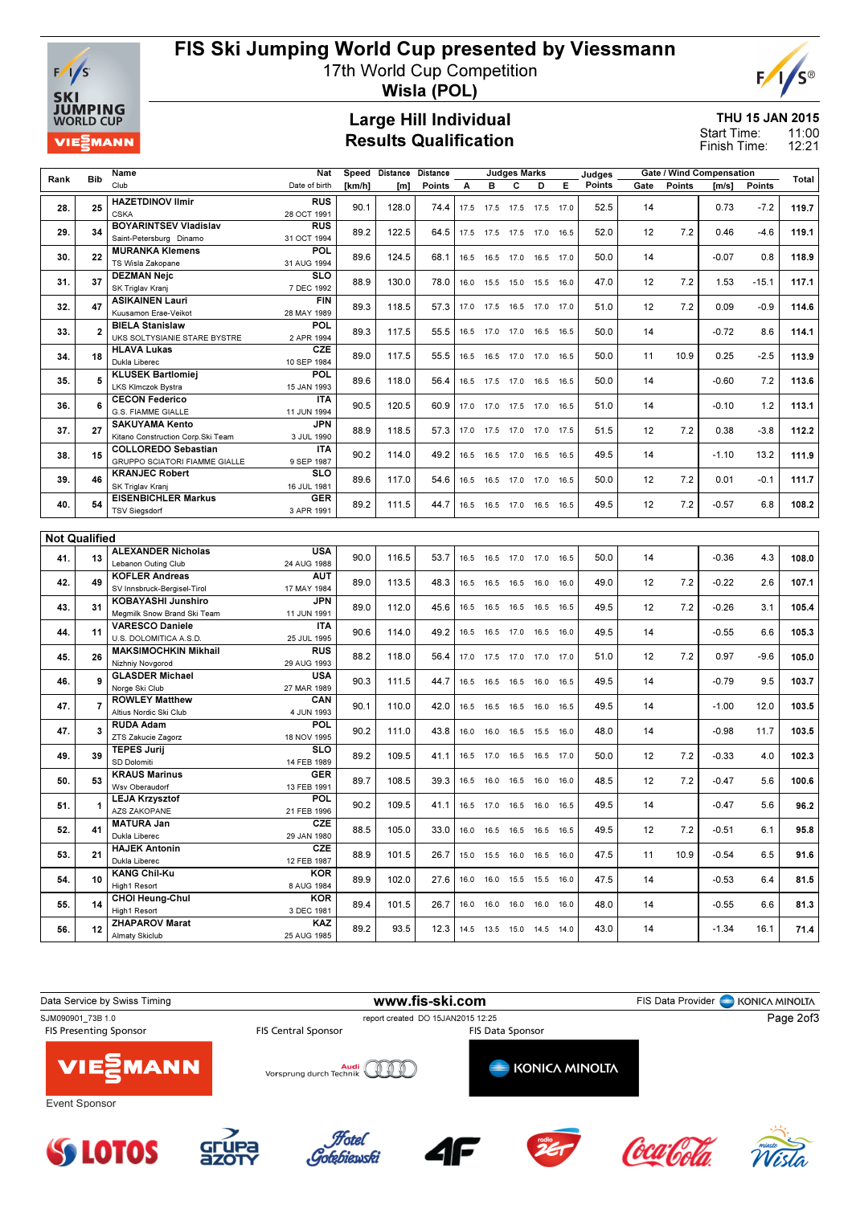# FIS Ski Jumping World Cup presented by Viessmann

17th World Cup Competition

**Wisla (POL)**

## Large Hill Individual
## Results Qualification

THU 15 JAN 2015
Start Time: 11:00
Finish Time: 12:21

| Rank | Bib | Name / Club | Nat / Date of birth | Speed [km/h] | Distance [m] | Distance Points | A | B | C | D | E | Judges Points | Gate | Gate Points | Wind [m/s] | Wind Points | Total |
|---|---|---|---|---|---|---|---|---|---|---|---|---|---|---|---|---|---|
| 28. | 25 | HAZETDINOV Ilmir / CSKA | RUS / 28 OCT 1991 | 90.1 | 128.0 | 74.4 | 17.5 | 17.5 | 17.5 | 17.5 | 17.0 | 52.5 | 14 | | 0.73 | -7.2 | 119.7 |
| 29. | 34 | BOYARINTSEV Vladislav / Saint-Petersburg Dinamo | RUS / 31 OCT 1994 | 89.2 | 122.5 | 64.5 | 17.5 | 17.5 | 17.5 | 17.0 | 16.5 | 52.0 | 12 | 7.2 | 0.46 | -4.6 | 119.1 |
| 30. | 22 | MURANKA Klemens / TS Wisla Zakopane | POL / 31 AUG 1994 | 89.6 | 124.5 | 68.1 | 16.5 | 16.5 | 17.0 | 16.5 | 17.0 | 50.0 | 14 | | -0.07 | 0.8 | 118.9 |
| 31. | 37 | DEZMAN Nejc / SK Triglav Kranj | SLO / 7 DEC 1992 | 88.9 | 130.0 | 78.0 | 16.0 | 15.5 | 15.0 | 15.5 | 16.0 | 47.0 | 12 | 7.2 | 1.53 | -15.1 | 117.1 |
| 32. | 47 | ASIKAINEN Lauri / Kuusamon Erae-Veikot | FIN / 28 MAY 1989 | 89.3 | 118.5 | 57.3 | 17.0 | 17.5 | 16.5 | 17.0 | 17.0 | 51.0 | 12 | 7.2 | 0.09 | -0.9 | 114.6 |
| 33. | 2 | BIELA Stanislaw / UKS SOLTYSIANIE STARE BYSTRE | POL / 2 APR 1994 | 89.3 | 117.5 | 55.5 | 16.5 | 17.0 | 17.0 | 16.5 | 16.5 | 50.0 | 14 | | -0.72 | 8.6 | 114.1 |
| 34. | 18 | HLAVA Lukas / Dukla Liberec | CZE / 10 SEP 1984 | 89.0 | 117.5 | 55.5 | 16.5 | 16.5 | 17.0 | 17.0 | 16.5 | 50.0 | 11 | 10.9 | 0.25 | -2.5 | 113.9 |
| 35. | 5 | KLUSEK Bartlomiej / LKS Klmczok Bystra | POL / 15 JAN 1993 | 89.6 | 118.0 | 56.4 | 16.5 | 17.5 | 17.0 | 16.5 | 16.5 | 50.0 | 14 | | -0.60 | 7.2 | 113.6 |
| 36. | 6 | CECON Federico / G.S. FIAMME GIALLE | ITA / 11 JUN 1994 | 90.5 | 120.5 | 60.9 | 17.0 | 17.0 | 17.5 | 17.0 | 16.5 | 51.0 | 14 | | -0.10 | 1.2 | 113.1 |
| 37. | 27 | SAKUYAMA Kento / Kitano Construction Corp.Ski Team | JPN / 3 JUL 1990 | 88.9 | 118.5 | 57.3 | 17.0 | 17.5 | 17.0 | 17.0 | 17.5 | 51.5 | 12 | 7.2 | 0.38 | -3.8 | 112.2 |
| 38. | 15 | COLLOREDO Sebastian / GRUPPO SCIATORI FIAMME GIALLE | ITA / 9 SEP 1987 | 90.2 | 114.0 | 49.2 | 16.5 | 16.5 | 17.0 | 16.5 | 16.5 | 49.5 | 14 | | -1.10 | 13.2 | 111.9 |
| 39. | 46 | KRANJEC Robert / SK Triglav Kranj | SLO / 16 JUL 1981 | 89.6 | 117.0 | 54.6 | 16.5 | 16.5 | 17.0 | 17.0 | 16.5 | 50.0 | 12 | 7.2 | 0.01 | -0.1 | 111.7 |
| 40. | 54 | EISENBICHLER Markus / TSV Siegsdorf | GER / 3 APR 1991 | 89.2 | 111.5 | 44.7 | 16.5 | 16.5 | 17.0 | 16.5 | 16.5 | 49.5 | 12 | 7.2 | -0.57 | 6.8 | 108.2 |

**Not Qualified**

| Rank | Bib | Name / Club | Nat / Date of birth | Speed [km/h] | Distance [m] | Distance Points | A | B | C | D | E | Judges Points | Gate | Gate Points | Wind [m/s] | Wind Points | Total |
|---|---|---|---|---|---|---|---|---|---|---|---|---|---|---|---|---|---|
| 41. | 13 | ALEXANDER Nicholas / Lebanon Outing Club | USA / 24 AUG 1988 | 90.0 | 116.5 | 53.7 | 16.5 | 16.5 | 17.0 | 17.0 | 16.5 | 50.0 | 14 | | -0.36 | 4.3 | 108.0 |
| 42. | 49 | KOFLER Andreas / SV Innsbruck-Bergisel-Tirol | AUT / 17 MAY 1984 | 89.0 | 113.5 | 48.3 | 16.5 | 16.5 | 16.5 | 16.0 | 16.0 | 49.0 | 12 | 7.2 | -0.22 | 2.6 | 107.1 |
| 43. | 31 | KOBAYASHI Junshiro / Megmilk Snow Brand Ski Team | JPN / 11 JUN 1991 | 89.0 | 112.0 | 45.6 | 16.5 | 16.5 | 16.5 | 16.5 | 16.5 | 49.5 | 12 | 7.2 | -0.26 | 3.1 | 105.4 |
| 44. | 11 | VARESCO Daniele / U.S. DOLOMITICA A.S.D. | ITA / 25 JUL 1995 | 90.6 | 114.0 | 49.2 | 16.5 | 16.5 | 17.0 | 16.5 | 16.0 | 49.5 | 14 | | -0.55 | 6.6 | 105.3 |
| 45. | 26 | MAKSIMOCHKIN Mikhail / Nizhniy Novgorod | RUS / 29 AUG 1993 | 88.2 | 118.0 | 56.4 | 17.0 | 17.5 | 17.0 | 17.0 | 17.0 | 51.0 | 12 | 7.2 | 0.97 | -9.6 | 105.0 |
| 46. | 9 | GLASDER Michael / Norge Ski Club | USA / 27 MAR 1989 | 90.3 | 111.5 | 44.7 | 16.5 | 16.5 | 16.5 | 16.0 | 16.5 | 49.5 | 14 | | -0.79 | 9.5 | 103.7 |
| 47. | 7 | ROWLEY Matthew / Altius Nordic Ski Club | CAN / 4 JUN 1993 | 90.1 | 110.0 | 42.0 | 16.5 | 16.5 | 16.5 | 16.0 | 16.5 | 49.5 | 14 | | -1.00 | 12.0 | 103.5 |
| 47. | 3 | RUDA Adam / ZTS Zakucie Zagorz | POL / 18 NOV 1995 | 90.2 | 111.0 | 43.8 | 16.0 | 16.0 | 16.5 | 15.5 | 16.0 | 48.0 | 14 | | -0.98 | 11.7 | 103.5 |
| 49. | 39 | TEPES Jurij / SD Dolomiti | SLO / 14 FEB 1989 | 89.2 | 109.5 | 41.1 | 16.5 | 17.0 | 16.5 | 16.5 | 17.0 | 50.0 | 12 | 7.2 | -0.33 | 4.0 | 102.3 |
| 50. | 53 | KRAUS Marinus / Wsv Oberaudorf | GER / 13 FEB 1991 | 89.7 | 108.5 | 39.3 | 16.5 | 16.0 | 16.5 | 16.0 | 16.0 | 48.5 | 12 | 7.2 | -0.47 | 5.6 | 100.6 |
| 51. | 1 | LEJA Krzysztof / AZS ZAKOPANE | POL / 21 FEB 1996 | 90.2 | 109.5 | 41.1 | 16.5 | 17.0 | 16.5 | 16.0 | 16.5 | 49.5 | 14 | | -0.47 | 5.6 | 96.2 |
| 52. | 41 | MATURA Jan / Dukla Liberec | CZE / 29 JAN 1980 | 88.5 | 105.0 | 33.0 | 16.0 | 16.5 | 16.5 | 16.5 | 16.5 | 49.5 | 12 | 7.2 | -0.51 | 6.1 | 95.8 |
| 53. | 21 | HAJEK Antonin / Dukla Liberec | CZE / 12 FEB 1987 | 88.9 | 101.5 | 26.7 | 15.0 | 15.5 | 16.0 | 16.5 | 16.0 | 47.5 | 11 | 10.9 | -0.54 | 6.5 | 91.6 |
| 54. | 10 | KANG Chil-Ku / High1 Resort | KOR / 8 AUG 1984 | 89.9 | 102.0 | 27.6 | 16.0 | 16.0 | 15.5 | 15.5 | 16.0 | 47.5 | 14 | | -0.53 | 6.4 | 81.5 |
| 55. | 14 | CHOI Heung-Chul / High1 Resort | KOR / 3 DEC 1981 | 89.4 | 101.5 | 26.7 | 16.0 | 16.0 | 16.0 | 16.0 | 16.0 | 48.0 | 14 | | -0.55 | 6.6 | 81.3 |
| 56. | 12 | ZHAPAROV Marat / Almaty Skiclub | KAZ / 25 AUG 1985 | 89.2 | 93.5 | 12.3 | 14.5 | 13.5 | 15.0 | 14.5 | 14.0 | 43.0 | 14 | | -1.34 | 16.1 | 71.4 |

Data Service by Swiss Timing — www.fis-ski.com — FIS Data Provider KONICA MINOLTA

SJM090901_73B 1.0 — report created DO 15JAN2015 12:25

FIS Presenting Sponsor: VIESSMANN — FIS Central Sponsor: Audi Vorsprung durch Technik — FIS Data Sponsor: KONICA MINOLTA

Event Sponsor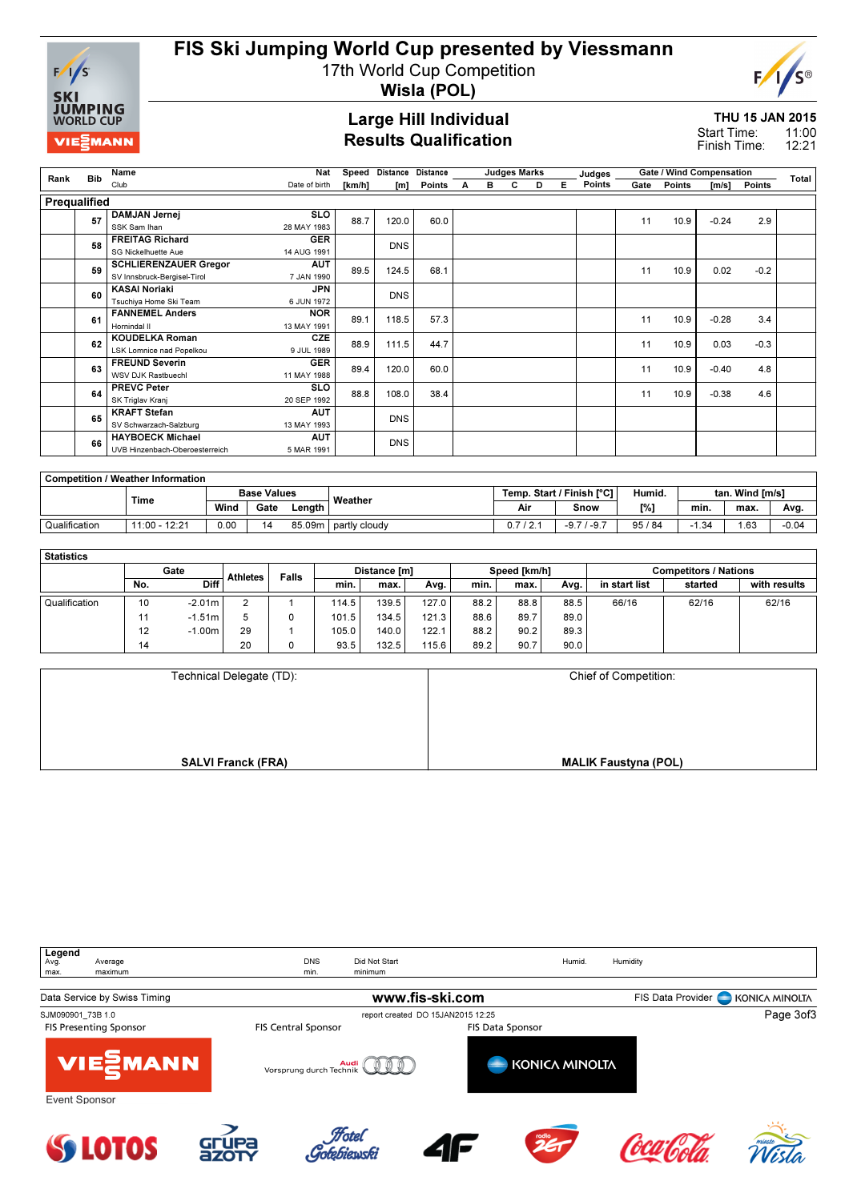# FIS Ski Jumping World Cup presented by Viessmann

17th World Cup Competition

**Wisla (POL)**

## Large Hill Individual
## Results Qualification

THU 15 JAN 2015
Start Time: 11:00
Finish Time: 12:21

| Rank | Bib | Name / Club | Nat / Date of birth | Speed [km/h] | Distance [m] | Distance Points | A | B | C | D | E | Judges Points | Gate | Gate Points | Wind [m/s] | Wind Points | Total |
|---|---|---|---|---|---|---|---|---|---|---|---|---|---|---|---|---|---|
| **Prequalified** | | | | | | | | | | | | | | | | | |
| | 57 | DAMJAN Jernej / SSK Sam Ihan | SLO / 28 MAY 1983 | 88.7 | 120.0 | 60.0 | | | | | | | 11 | 10.9 | -0.24 | 2.9 | |
| | 58 | FREITAG Richard / SG Nickelhuette Aue | GER / 14 AUG 1991 | | DNS | | | | | | | | | | | | |
| | 59 | SCHLIERENZAUER Gregor / SV Innsbruck-Bergisel-Tirol | AUT / 7 JAN 1990 | 89.5 | 124.5 | 68.1 | | | | | | | 11 | 10.9 | 0.02 | -0.2 | |
| | 60 | KASAI Noriaki / Tsuchiya Home Ski Team | JPN / 6 JUN 1972 | | DNS | | | | | | | | | | | | |
| | 61 | FANNEMEL Anders / Hornindal Il | NOR / 13 MAY 1991 | 89.1 | 118.5 | 57.3 | | | | | | | 11 | 10.9 | -0.28 | 3.4 | |
| | 62 | KOUDELKA Roman / LSK Lomnice nad Popelkou | CZE / 9 JUL 1989 | 88.9 | 111.5 | 44.7 | | | | | | | 11 | 10.9 | 0.03 | -0.3 | |
| | 63 | FREUND Severin / WSV DJK Rastbuechl | GER / 11 MAY 1988 | 89.4 | 120.0 | 60.0 | | | | | | | 11 | 10.9 | -0.40 | 4.8 | |
| | 64 | PREVC Peter / SK Triglav Kranj | SLO / 20 SEP 1992 | 88.8 | 108.0 | 38.4 | | | | | | | 11 | 10.9 | -0.38 | 4.6 | |
| | 65 | KRAFT Stefan / SV Schwarzach-Salzburg | AUT / 13 MAY 1993 | | DNS | | | | | | | | | | | | |
| | 66 | HAYBOECK Michael / UVB Hinzenbach-Oberoesterreich | AUT / 5 MAR 1991 | | DNS | | | | | | | | | | | | |

### Competition / Weather Information

| | Time | Base Values | | | Weather | Temp. Start / Finish [°C] | | Humid. | tan. Wind [m/s] | | |
|---|---|---|---|---|---|---|---|---|---|---|---|
| | | Wind | Gate | Length | | Air | Snow | [%] | min. | max. | Avg. |
| Qualification | 11:00 - 12:21 | 0.00 | 14 | 85.09m | partly cloudy | 0.7 / 2.1 | -9.7 / -9.7 | 95 / 84 | -1.34 | 1.63 | -0.04 |

### Statistics

| | Gate | | Athletes | Falls | Distance [m] | | | Speed [km/h] | | | Competitors / Nations | | |
|---|---|---|---|---|---|---|---|---|---|---|---|---|---|
| | No. | Diff | | | min. | max. | Avg. | min. | max. | Avg. | in start list | started | with results |
| Qualification | 10 | -2.01m | 2 | 1 | 114.5 | 139.5 | 127.0 | 88.2 | 88.8 | 88.5 | 66/16 | 62/16 | 62/16 |
| | 11 | -1.51m | 5 | 0 | 101.5 | 134.5 | 121.3 | 88.6 | 89.7 | 89.0 | | | |
| | 12 | -1.00m | 29 | 1 | 105.0 | 140.0 | 122.1 | 88.2 | 90.2 | 89.3 | | | |
| | 14 | | 20 | 0 | 93.5 | 132.5 | 115.6 | 89.2 | 90.7 | 90.0 | | | |

| Technical Delegate (TD): | Chief of Competition: |
|---|---|
| **SALVI Franck (FRA)** | **MALIK Faustyna (POL)** |

**Legend**

Avg. Average — DNS Did Not Start — Humid. Humidity
max. maximum — min. minimum

Data Service by Swiss Timing — www.fis-ski.com — FIS Data Provider KONICA MINOLTA

SJM090901_73B 1.0 — report created DO 15JAN2015 12:25

FIS Presenting Sponsor — FIS Central Sponsor — FIS Data Sponsor

Event Sponsor